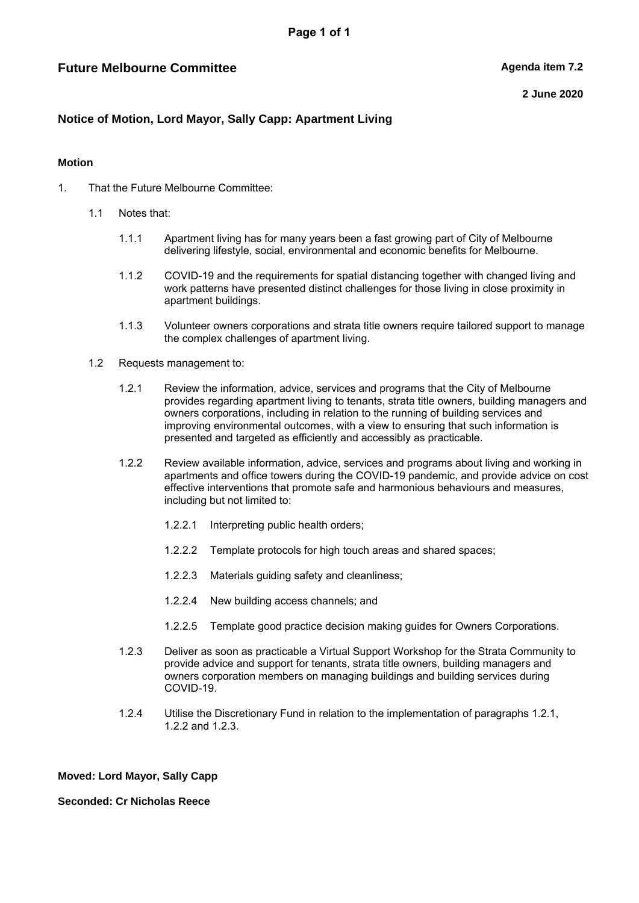**Future Melbourne Committee** **Agenda item 7.2**

**2 June 2020**

## Notice of Motion, Lord Mayor, Sally Capp: Apartment Living

### Motion

1. That the Future Melbourne Committee:

   1.1 Notes that:

   1.1.1 Apartment living has for many years been a fast growing part of City of Melbourne delivering lifestyle, social, environmental and economic benefits for Melbourne.

   1.1.2 COVID-19 and the requirements for spatial distancing together with changed living and work patterns have presented distinct challenges for those living in close proximity in apartment buildings.

   1.1.3 Volunteer owners corporations and strata title owners require tailored support to manage the complex challenges of apartment living.

   1.2 Requests management to:

   1.2.1 Review the information, advice, services and programs that the City of Melbourne provides regarding apartment living to tenants, strata title owners, building managers and owners corporations, including in relation to the running of building services and improving environmental outcomes, with a view to ensuring that such information is presented and targeted as efficiently and accessibly as practicable.

   1.2.2 Review available information, advice, services and programs about living and working in apartments and office towers during the COVID-19 pandemic, and provide advice on cost effective interventions that promote safe and harmonious behaviours and measures, including but not limited to:

   1.2.2.1 Interpreting public health orders;

   1.2.2.2 Template protocols for high touch areas and shared spaces;

   1.2.2.3 Materials guiding safety and cleanliness;

   1.2.2.4 New building access channels; and

   1.2.2.5 Template good practice decision making guides for Owners Corporations.

   1.2.3 Deliver as soon as practicable a Virtual Support Workshop for the Strata Community to provide advice and support for tenants, strata title owners, building managers and owners corporation members on managing buildings and building services during COVID-19.

   1.2.4 Utilise the Discretionary Fund in relation to the implementation of paragraphs 1.2.1, 1.2.2 and 1.2.3.

**Moved: Lord Mayor, Sally Capp**

**Seconded: Cr Nicholas Reece**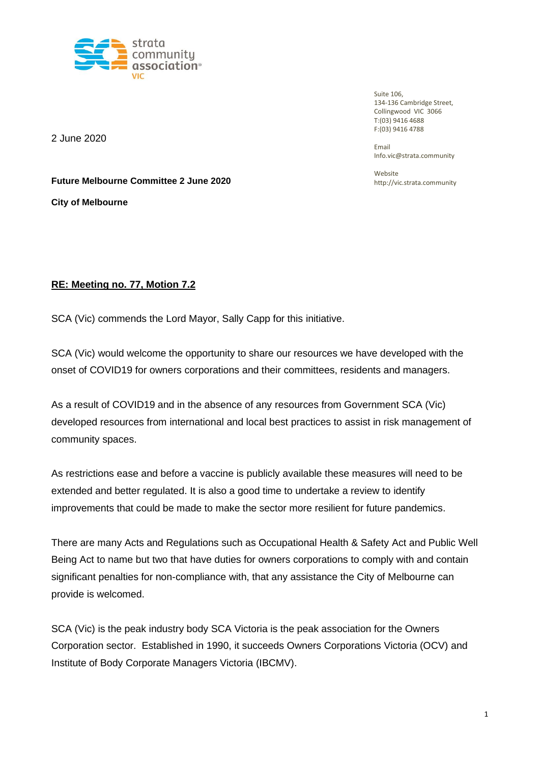strata community association VIC

Suite 106,
134-136 Cambridge Street,
Collingwood VIC 3066
T:(03) 9416 4688
F:(03) 9416 4788

Email
Info.vic@strata.community

Website
http://vic.strata.community

2 June 2020

**Future Melbourne Committee 2 June 2020**

**City of Melbourne**

**RE: Meeting no. 77, Motion 7.2**

SCA (Vic) commends the Lord Mayor, Sally Capp for this initiative.

SCA (Vic) would welcome the opportunity to share our resources we have developed with the onset of COVID19 for owners corporations and their committees, residents and managers.

As a result of COVID19 and in the absence of any resources from Government SCA (Vic) developed resources from international and local best practices to assist in risk management of community spaces.

As restrictions ease and before a vaccine is publicly available these measures will need to be extended and better regulated. It is also a good time to undertake a review to identify improvements that could be made to make the sector more resilient for future pandemics.

There are many Acts and Regulations such as Occupational Health & Safety Act and Public Well Being Act to name but two that have duties for owners corporations to comply with and contain significant penalties for non-compliance with, that any assistance the City of Melbourne can provide is welcomed.

SCA (Vic) is the peak industry body SCA Victoria is the peak association for the Owners Corporation sector. Established in 1990, it succeeds Owners Corporations Victoria (OCV) and Institute of Body Corporate Managers Victoria (IBCMV).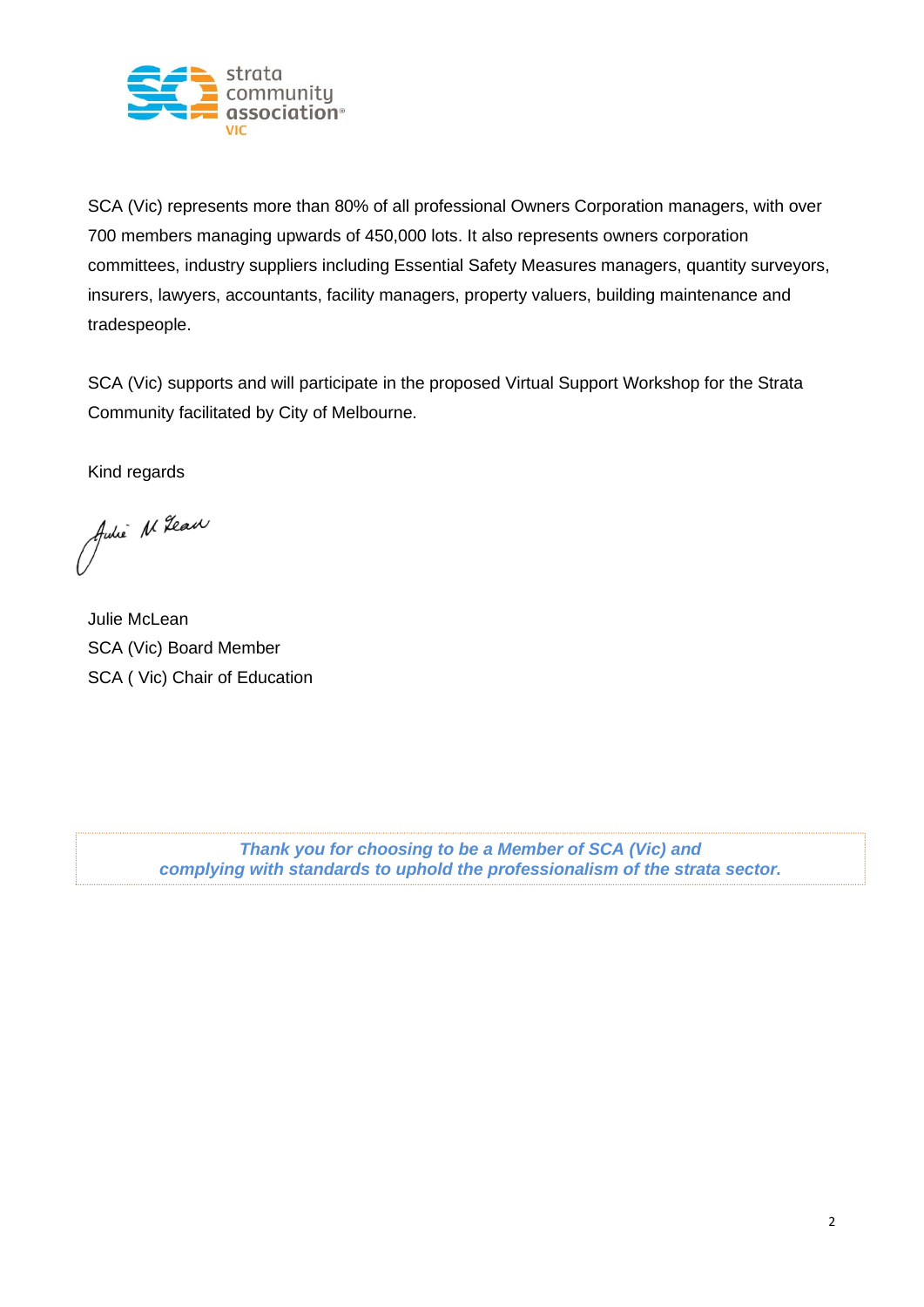SCA (Vic) represents more than 80% of all professional Owners Corporation managers, with over 700 members managing upwards of 450,000 lots. It also represents owners corporation committees, industry suppliers including Essential Safety Measures managers, quantity surveyors, insurers, lawyers, accountants, facility managers, property valuers, building maintenance and tradespeople.

SCA (Vic) supports and will participate in the proposed Virtual Support Workshop for the Strata Community facilitated by City of Melbourne.

Kind regards

Julie McLean
SCA (Vic) Board Member
SCA ( Vic) Chair of Education

***Thank you for choosing to be a Member of SCA (Vic) and complying with standards to uphold the professionalism of the strata sector.***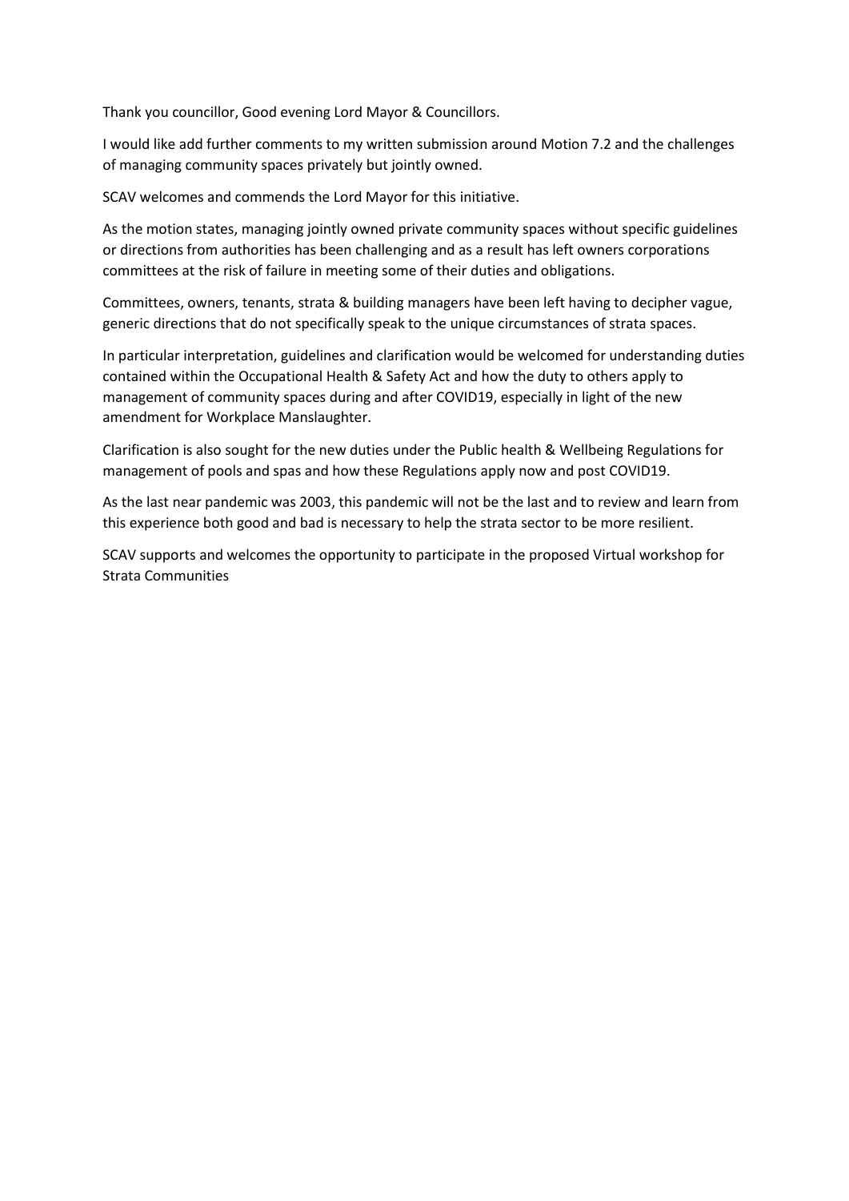Thank you councillor, Good evening Lord Mayor & Councillors.

I would like add further comments to my written submission around Motion 7.2 and the challenges of managing community spaces privately but jointly owned.

SCAV welcomes and commends the Lord Mayor for this initiative.

As the motion states, managing jointly owned private community spaces without specific guidelines or directions from authorities has been challenging and as a result has left owners corporations committees at the risk of failure in meeting some of their duties and obligations.

Committees, owners, tenants, strata & building managers have been left having to decipher vague, generic directions that do not specifically speak to the unique circumstances of strata spaces.

In particular interpretation, guidelines and clarification would be welcomed for understanding duties contained within the Occupational Health & Safety Act and how the duty to others apply to management of community spaces during and after COVID19, especially in light of the new amendment for Workplace Manslaughter.

Clarification is also sought for the new duties under the Public health & Wellbeing Regulations for management of pools and spas and how these Regulations apply now and post COVID19.

As the last near pandemic was 2003, this pandemic will not be the last and to review and learn from this experience both good and bad is necessary to help the strata sector to be more resilient.

SCAV supports and welcomes the opportunity to participate in the proposed Virtual workshop for Strata Communities